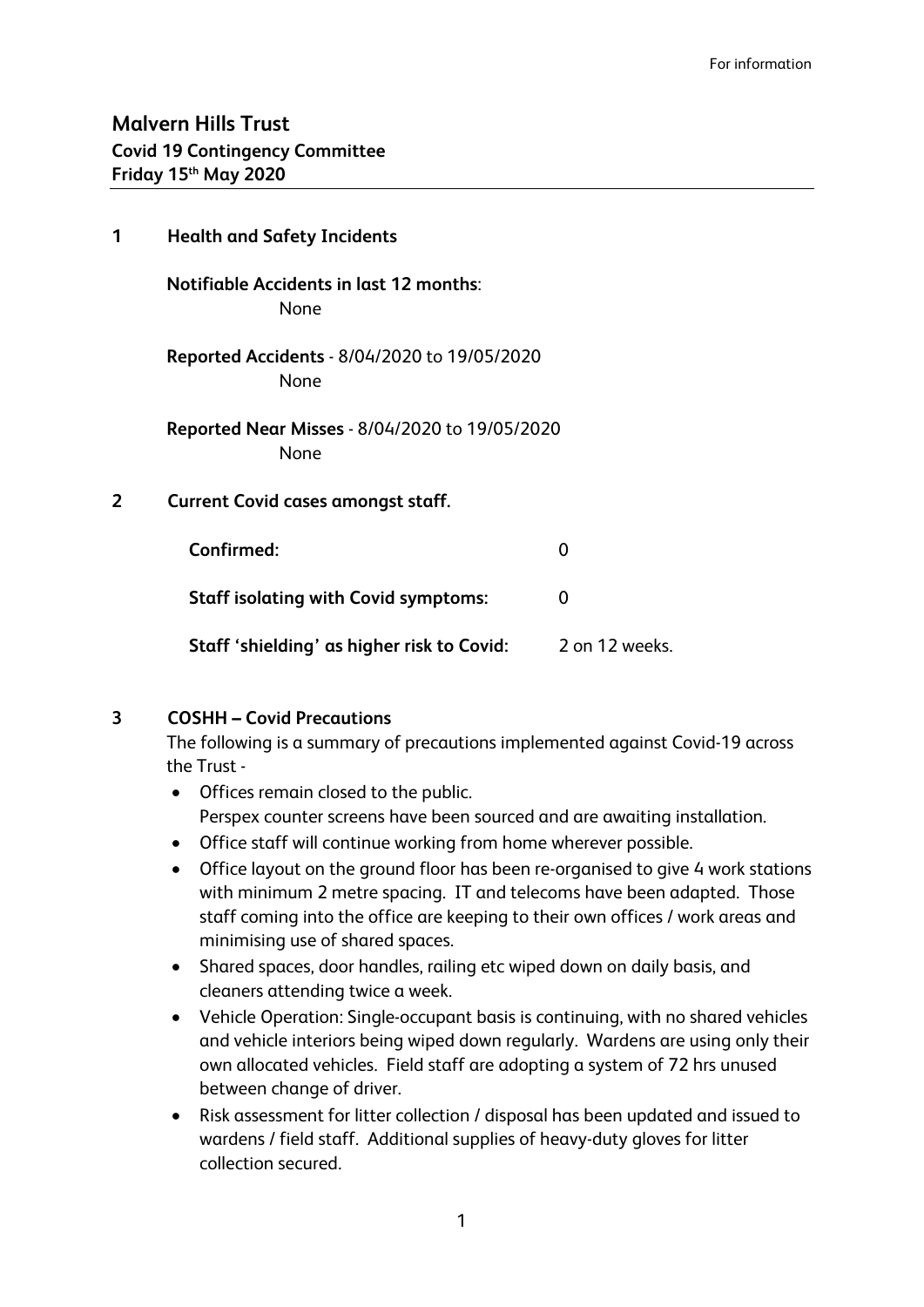For information

# Malvern Hills Trust

## Covid 19 Contingency Committee

**Friday 15th May 2020**

## 1 Health and Safety Incidents

**Notifiable Accidents in last 12 months**:
None

**Reported Accidents** - 8/04/2020 to 19/05/2020
None

**Reported Near Misses** - 8/04/2020 to 19/05/2020
None

## 2 Current Covid cases amongst staff.

| | |
|---|---|
| **Confirmed:** | 0 |
| **Staff isolating with Covid symptoms:** | 0 |
| **Staff 'shielding' as higher risk to Covid:** | 2 on 12 weeks. |

## 3 COSHH – Covid Precautions

The following is a summary of precautions implemented against Covid-19 across the Trust -

- Offices remain closed to the public.
  Perspex counter screens have been sourced and are awaiting installation.
- Office staff will continue working from home wherever possible.
- Office layout on the ground floor has been re-organised to give 4 work stations with minimum 2 metre spacing. IT and telecoms have been adapted. Those staff coming into the office are keeping to their own offices / work areas and minimising use of shared spaces.
- Shared spaces, door handles, railing etc wiped down on daily basis, and cleaners attending twice a week.
- Vehicle Operation: Single-occupant basis is continuing, with no shared vehicles and vehicle interiors being wiped down regularly. Wardens are using only their own allocated vehicles. Field staff are adopting a system of 72 hrs unused between change of driver.
- Risk assessment for litter collection / disposal has been updated and issued to wardens / field staff. Additional supplies of heavy-duty gloves for litter collection secured.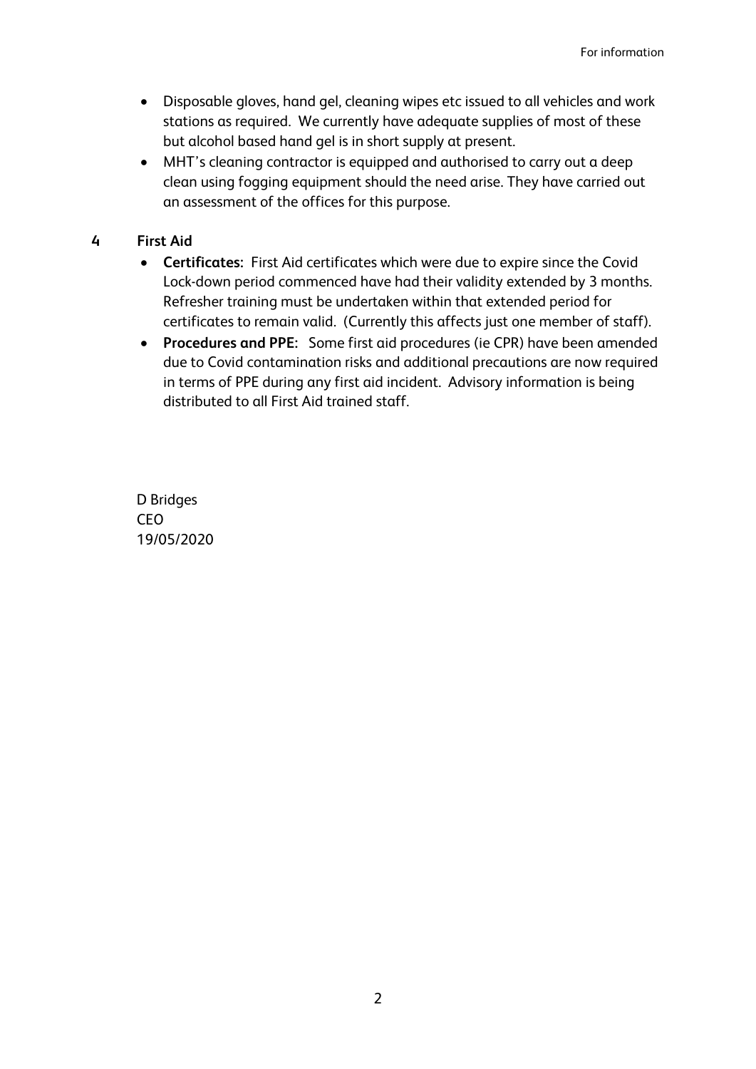For information

- Disposable gloves, hand gel, cleaning wipes etc issued to all vehicles and work stations as required. We currently have adequate supplies of most of these but alcohol based hand gel is in short supply at present.
- MHT's cleaning contractor is equipped and authorised to carry out a deep clean using fogging equipment should the need arise. They have carried out an assessment of the offices for this purpose.

## 4 First Aid

- **Certificates:** First Aid certificates which were due to expire since the Covid Lock-down period commenced have had their validity extended by 3 months. Refresher training must be undertaken within that extended period for certificates to remain valid. (Currently this affects just one member of staff).
- **Procedures and PPE:** Some first aid procedures (ie CPR) have been amended due to Covid contamination risks and additional precautions are now required in terms of PPE during any first aid incident. Advisory information is being distributed to all First Aid trained staff.

D Bridges
CEO
19/05/2020